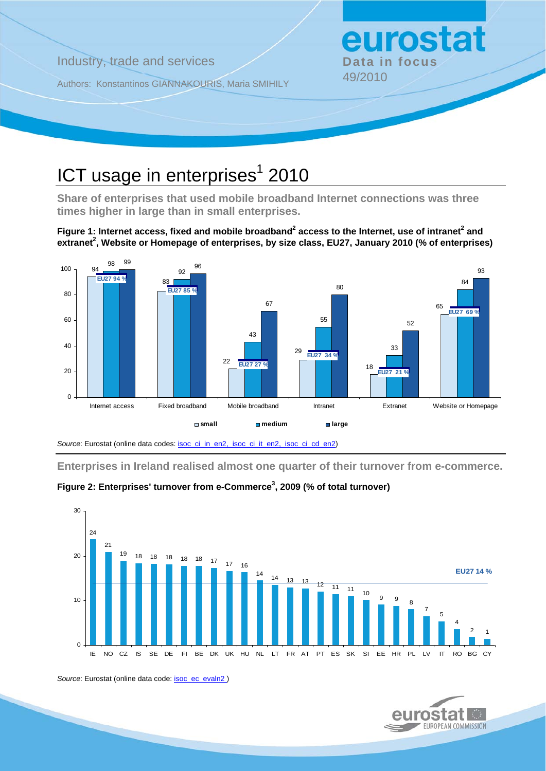Industry, trade and services

Authors: Konstantinos GIANNAKOURIS, Maria SMIHILY

**eurostat**
**Data in focus**
49/2010

# ICT usage in enterprises[1] 2010

**Share of enterprises that used mobile broadband Internet connections was three times higher in large than in small enterprises.**

**Figure 1: Internet access, fixed and mobile broadband[2] access to the Internet, use of intranet[2] and extranet[2], Website or Homepage of enterprises, by size class, EU27, January 2010 (% of enterprises)**

| | small | medium | large | EU27 |
|---|---|---|---|---|
| Internet access | 94 | 98 | 99 | 94 % |
| Fixed broadband | 83 | 92 | 96 | 85 % |
| Mobile broadband | 22 | 43 | 67 | 27 % |
| Intranet | 29 | 55 | 80 | 34 % |
| Extranet | 18 | 33 | 52 | 21 % |
| Website or Homepage | 65 | 84 | 93 | 69 % |

*Source*: Eurostat (online data codes: isoc_ci_in_en2, isoc_ci_it_en2, isoc_ci_cd_en2)

**Enterprises in Ireland realised almost one quarter of their turnover from e-commerce.**

**Figure 2: Enterprises' turnover from e-Commerce[3], 2009 (% of total turnover)**

| IE | NO | CZ | IS | SE | DE | FI | BE | DK | UK | HU | NL | LT | FR | AT | PT | ES | SK | SI | EE | HR | PL | LV | IT | RO | BG | CY |
|---|---|---|---|---|---|---|---|---|---|---|---|---|---|---|---|---|---|---|---|---|---|---|---|---|---|---|
| 24 | 21 | 19 | 18 | 18 | 18 | 18 | 18 | 17 | 17 | 16 | 14 | 14 | 13 | 13 | 12 | 11 | 11 | 10 | 9 | 9 | 8 | 7 | 5 | 4 | 2 | 1 |

EU27 14 %

*Source*: Eurostat (online data code: isoc_ec_evaln2 )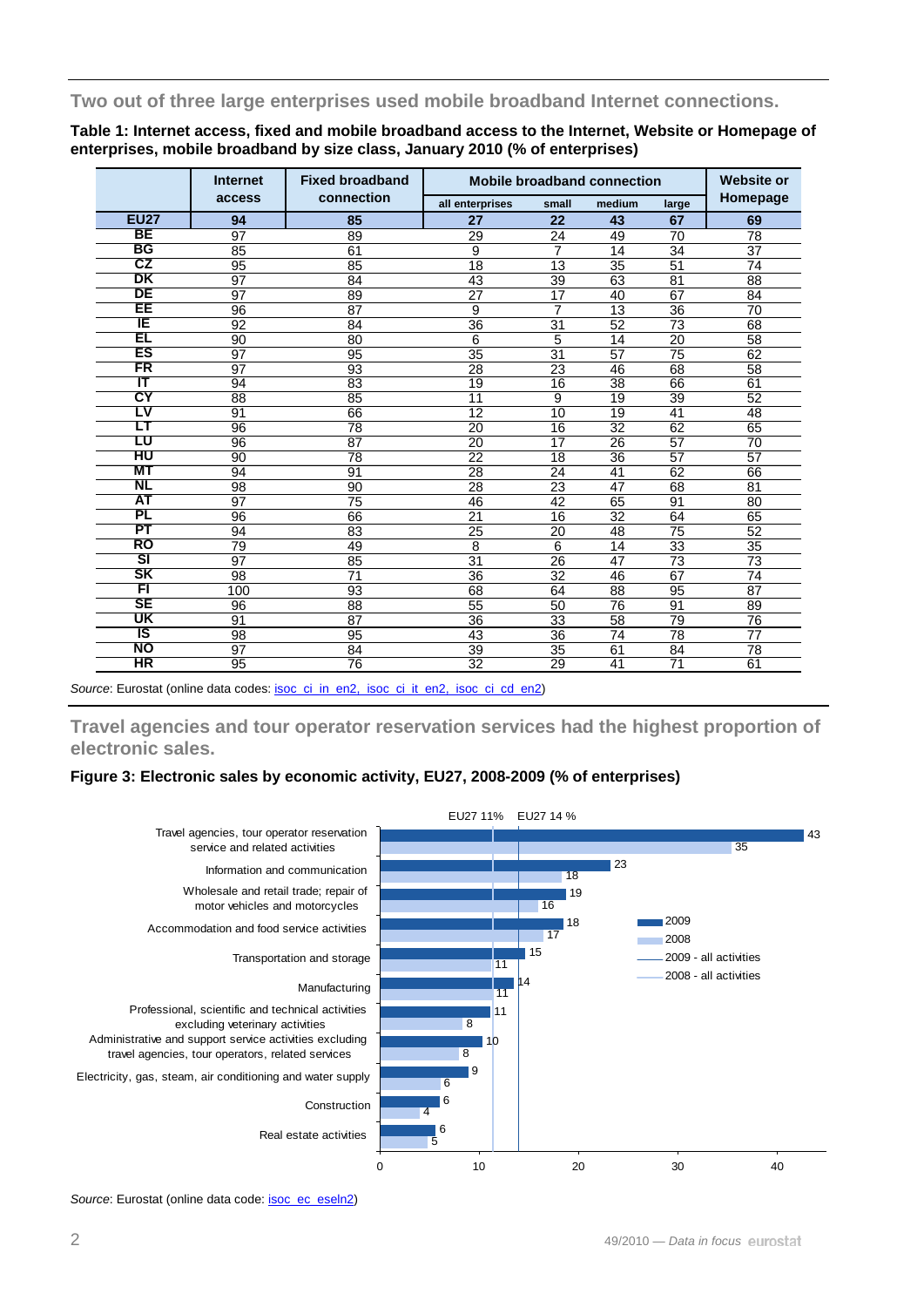## Two out of three large enterprises used mobile broadband Internet connections.

**Table 1: Internet access, fixed and mobile broadband access to the Internet, Website or Homepage of enterprises, mobile broadband by size class, January 2010 (% of enterprises)**

| | Internet access | Fixed broadband connection | Mobile broadband connection | | | | Website or Homepage |
|---|---|---|---|---|---|---|---|
| | | | all enterprises | small | medium | large | |
| **EU27** | **94** | **85** | **27** | **22** | **43** | **67** | **69** |
| **BE** | 97 | 89 | 29 | 24 | 49 | 70 | 78 |
| **BG** | 85 | 61 | 9 | 7 | 14 | 34 | 37 |
| **CZ** | 95 | 85 | 18 | 13 | 35 | 51 | 74 |
| **DK** | 97 | 84 | 43 | 39 | 63 | 81 | 88 |
| **DE** | 97 | 89 | 27 | 17 | 40 | 67 | 84 |
| **EE** | 96 | 87 | 9 | 7 | 13 | 36 | 70 |
| **IE** | 92 | 84 | 36 | 31 | 52 | 73 | 68 |
| **EL** | 90 | 80 | 6 | 5 | 14 | 20 | 58 |
| **ES** | 97 | 95 | 35 | 31 | 57 | 75 | 62 |
| **FR** | 97 | 93 | 28 | 23 | 46 | 68 | 58 |
| **IT** | 94 | 83 | 19 | 16 | 38 | 66 | 61 |
| **CY** | 88 | 85 | 11 | 9 | 19 | 39 | 52 |
| **LV** | 91 | 66 | 12 | 10 | 19 | 41 | 48 |
| **LT** | 96 | 78 | 20 | 16 | 32 | 62 | 65 |
| **LU** | 96 | 87 | 20 | 17 | 26 | 57 | 70 |
| **HU** | 90 | 78 | 22 | 18 | 36 | 57 | 57 |
| **MT** | 94 | 91 | 28 | 24 | 41 | 62 | 66 |
| **NL** | 98 | 90 | 28 | 23 | 47 | 68 | 81 |
| **AT** | 97 | 75 | 46 | 42 | 65 | 91 | 80 |
| **PL** | 96 | 66 | 21 | 16 | 32 | 64 | 65 |
| **PT** | 94 | 83 | 25 | 20 | 48 | 75 | 52 |
| **RO** | 79 | 49 | 8 | 6 | 14 | 33 | 35 |
| **SI** | 97 | 85 | 31 | 26 | 47 | 73 | 73 |
| **SK** | 98 | 71 | 36 | 32 | 46 | 67 | 74 |
| **FI** | 100 | 93 | 68 | 64 | 88 | 95 | 87 |
| **SE** | 96 | 88 | 55 | 50 | 76 | 91 | 89 |
| **UK** | 91 | 87 | 36 | 33 | 58 | 79 | 76 |
| **IS** | 98 | 95 | 43 | 36 | 74 | 78 | 77 |
| **NO** | 97 | 84 | 39 | 35 | 61 | 84 | 78 |
| **HR** | 95 | 76 | 32 | 29 | 41 | 71 | 61 |

*Source*: Eurostat (online data codes: isoc_ci_in_en2, isoc_ci_it_en2, isoc_ci_cd_en2)

## Travel agencies and tour operator reservation services had the highest proportion of electronic sales.

**Figure 3: Electronic sales by economic activity, EU27, 2008-2009 (% of enterprises)**

EU27 11% — EU27 14 %

| | 2009 | 2008 |
|---|---|---|
| Travel agencies, tour operator reservation service and related activities | 43 | 35 |
| Information and communication | 23 | 18 |
| Wholesale and retail trade; repair of motor vehicles and motorcycles | 19 | 16 |
| Accommodation and food service activities | 18 | 17 |
| Transportation and storage | 15 | 11 |
| Manufacturing | 14 | 11 |
| Professional, scientific and technical activities excluding veterinary activities | 11 | 8 |
| Administrative and support service activities excluding travel agencies, tour operators, related services | 10 | 8 |
| Electricity, gas, steam, air conditioning and water supply | 9 | 6 |
| Construction | 6 | 4 |
| Real estate activities | 6 | 5 |

2009 — 2008 — 2009 - all activities — 2008 - all activities

*Source*: Eurostat (online data code: isoc_ec_eseln2)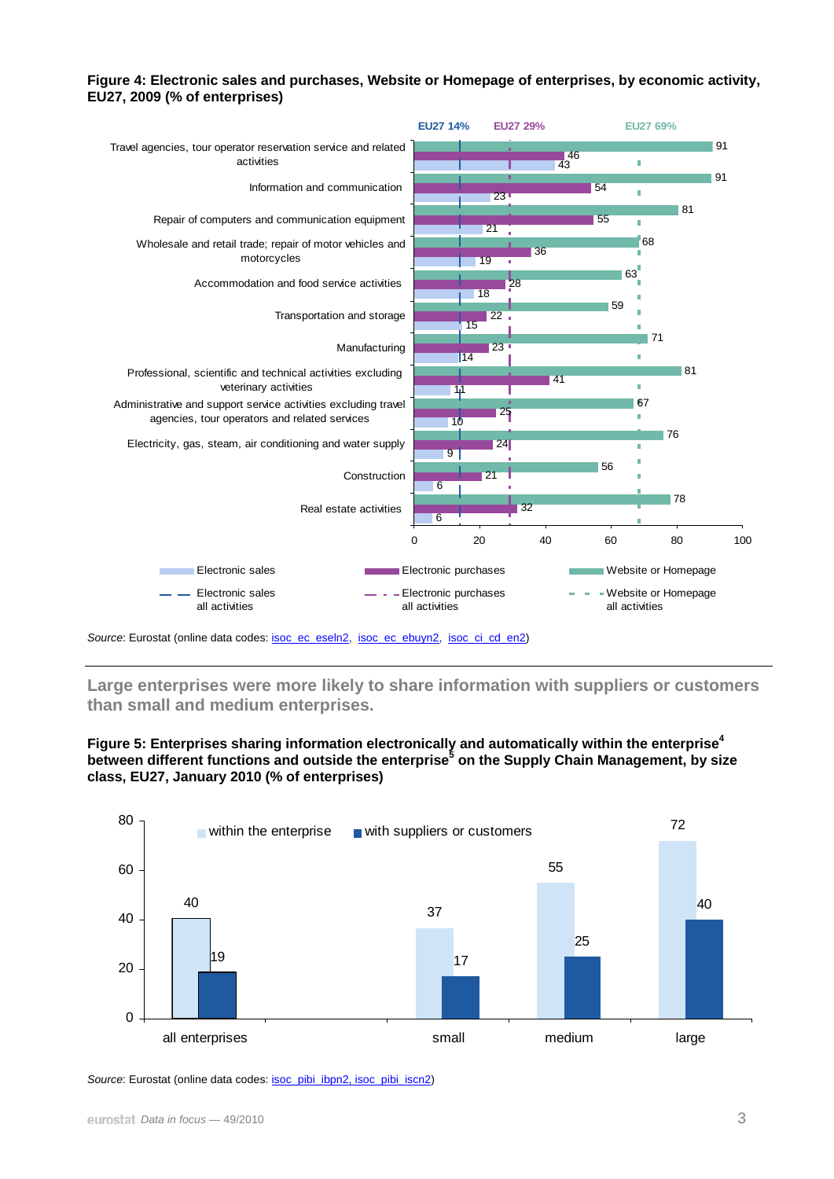**Figure 4: Electronic sales and purchases, Website or Homepage of enterprises, by economic activity, EU27, 2009 (% of enterprises)**

| Economic activity | Electronic sales | Electronic purchases | Website or Homepage |
|---|---|---|---|
| Travel agencies, tour operator reservation service and related activities | 43 | 46 | 91 |
| Information and communication | 23 | 54 | 91 |
| Repair of computers and communication equipment | 21 | 55 | 81 |
| Wholesale and retail trade; repair of motor vehicles and motorcycles | 19 | 36 | 68 |
| Accommodation and food service activities | 18 | 28 | 63 |
| Transportation and storage | 15 | 22 | 59 |
| Manufacturing | 14 | 23 | 71 |
| Professional, scientific and technical activities excluding veterinary activities | 11 | 41 | 81 |
| Administrative and support service activities excluding travel agencies, tour operators and related services | 10 | 25 | 67 |
| Electricity, gas, steam, air conditioning and water supply | 9 | 24 | 76 |
| Construction | 6 | 21 | 56 |
| Real estate activities | 6 | 32 | 78 |
| All activities (EU27) | 14 | 29 | 69 |

*Source*: Eurostat (online data codes: isoc_ec_eseln2, isoc_ec_ebuyn2, isoc_ci_cd_en2)

## Large enterprises were more likely to share information with suppliers or customers than small and medium enterprises.

**Figure 5: Enterprises sharing information electronically and automatically within the enterprise[4] between different functions and outside the enterprise[5] on the Supply Chain Management, by size class, EU27, January 2010 (% of enterprises)**

| | within the enterprise | with suppliers or customers |
|---|---|---|
| all enterprises | 40 | 19 |
| small | 37 | 17 |
| medium | 55 | 25 |
| large | 72 | 40 |

*Source*: Eurostat (online data codes: isoc_pibi_ibpn2, isoc_pibi_iscn2)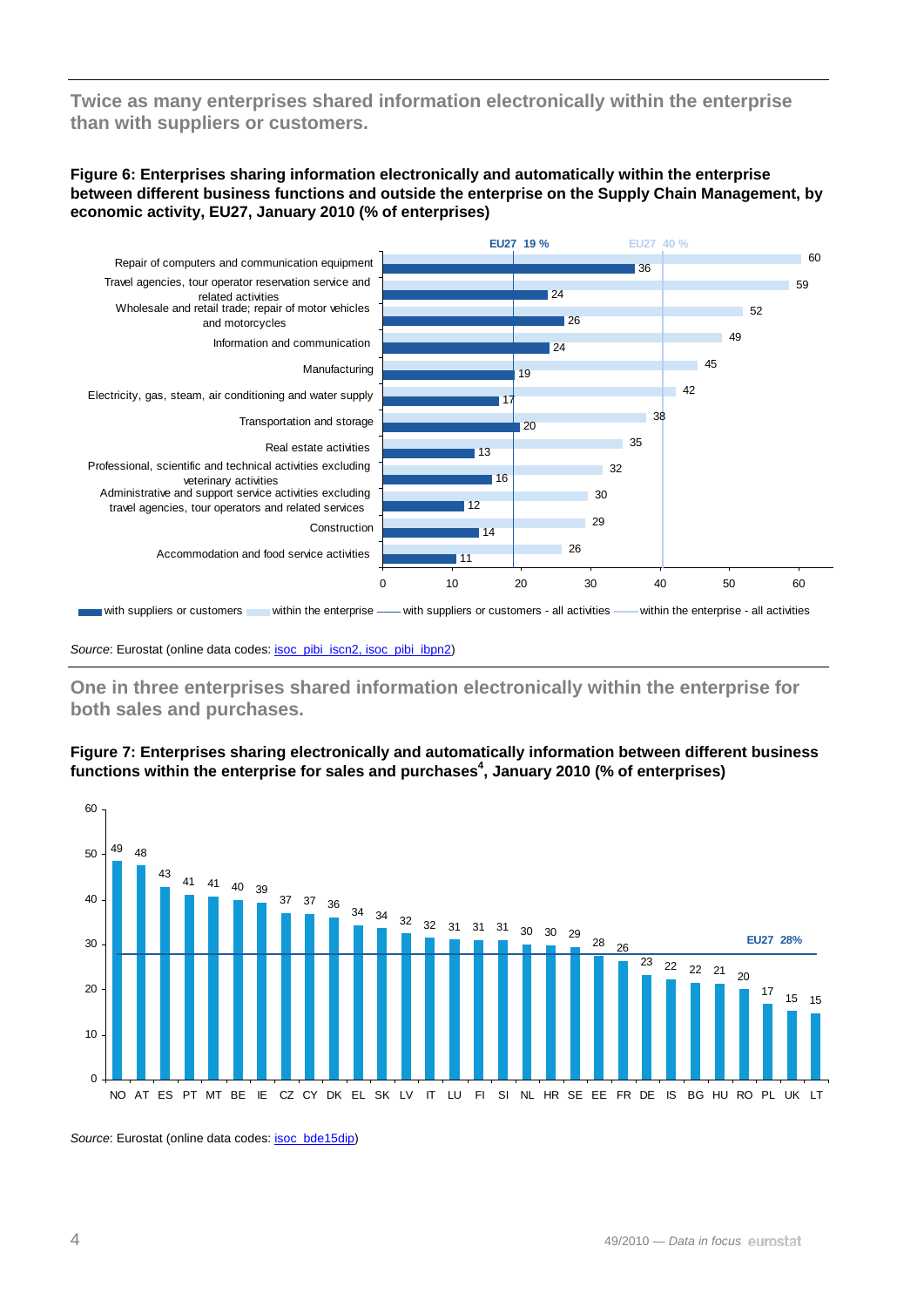## Twice as many enterprises shared information electronically within the enterprise than with suppliers or customers.

**Figure 6: Enterprises sharing information electronically and automatically within the enterprise between different business functions and outside the enterprise on the Supply Chain Management, by economic activity, EU27, January 2010 (% of enterprises)**

| Economic activity | with suppliers or customers | within the enterprise |
|---|---|---|
| Repair of computers and communication equipment | 36 | 60 |
| Travel agencies, tour operator reservation service and related activities | 24 | 59 |
| Wholesale and retail trade; repair of motor vehicles and motorcycles | 26 | 52 |
| Information and communication | 24 | 49 |
| Manufacturing | 19 | 45 |
| Electricity, gas, steam, air conditioning and water supply | 17 | 42 |
| Transportation and storage | 20 | 38 |
| Real estate activities | 13 | 35 |
| Professional, scientific and technical activities excluding veterinary activities | 16 | 32 |
| Administrative and support service activities excluding travel agencies, tour operators and related services | 12 | 30 |
| Construction | 14 | 29 |
| Accommodation and food service activities | 11 | 26 |
| EU27 – all activities | 19 % | 40 % |

*Source*: Eurostat (online data codes: isoc_pibi_iscn2, isoc_pibi_ibpn2)

## One in three enterprises shared information electronically within the enterprise for both sales and purchases.

**Figure 7: Enterprises sharing electronically and automatically information between different business functions within the enterprise for sales and purchases[4], January 2010 (% of enterprises)**

| Country | % |
|---|---|
| NO | 49 |
| AT | 48 |
| ES | 43 |
| PT | 41 |
| MT | 41 |
| BE | 40 |
| IE | 39 |
| CZ | 37 |
| CY | 37 |
| DK | 36 |
| EL | 34 |
| SK | 34 |
| LV | 32 |
| IT | 32 |
| LU | 31 |
| FI | 31 |
| SI | 31 |
| NL | 30 |
| HR | 30 |
| SE | 29 |
| EE | 28 |
| FR | 26 |
| DE | 23 |
| IS | 22 |
| BG | 22 |
| HU | 21 |
| RO | 20 |
| PL | 17 |
| UK | 15 |
| LT | 15 |
| EU27 | 28% |

*Source*: Eurostat (online data codes: isoc_bde15dip)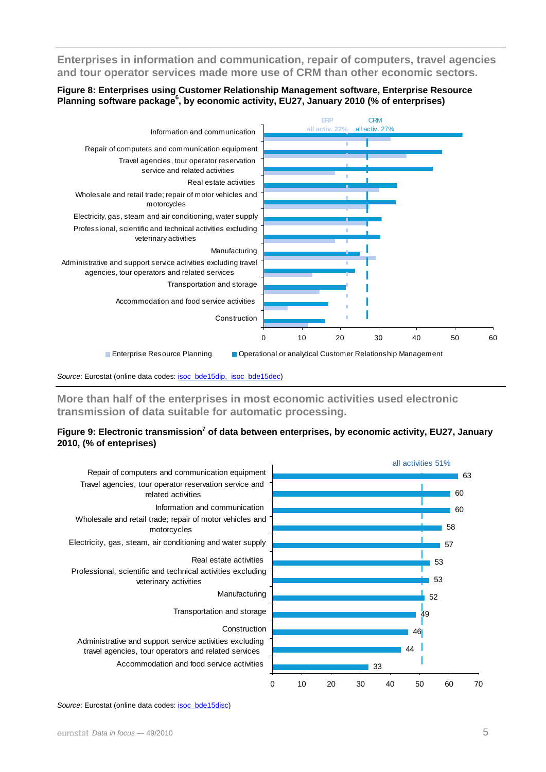## Enterprises in information and communication, repair of computers, travel agencies and tour operator services made more use of CRM than other economic sectors.

**Figure 8: Enterprises using Customer Relationship Management software, Enterprise Resource Planning software package[6], by economic activity, EU27, January 2010 (% of enterprises)**

ERP all activ. 22% | CRM all activ. 27%

| Economic activity |
|---|
| Information and communication |
| Repair of computers and communication equipment |
| Travel agencies, tour operator reservation service and related activities |
| Real estate activities |
| Wholesale and retail trade; repair of motor vehicles and motorcycles |
| Electricity, gas, steam and air conditioning, water supply |
| Professional, scientific and technical activities excluding veterinary activities |
| Manufacturing |
| Administrative and support service activities excluding travel agencies, tour operators and related services |
| Transportation and storage |
| Accommodation and food service activities |
| Construction |

Legend: Enterprise Resource Planning; Operational or analytical Customer Relationship Management

*Source*: Eurostat (online data codes: isoc_bde15dip, isoc_bde15dec)

## More than half of the enterprises in most economic activities used electronic transmission of data suitable for automatic processing.

**Figure 9: Electronic transmission[7] of data between enterprises, by economic activity, EU27, January 2010, (% of enteprises)**

all activities 51%

| Economic activity | % |
|---|---|
| Repair of computers and communication equipment | 63 |
| Travel agencies, tour operator reservation service and related activities | 60 |
| Information and communication | 60 |
| Wholesale and retail trade; repair of motor vehicles and motorcycles | 58 |
| Electricity, gas, steam, air conditioning and water supply | 57 |
| Real estate activities | 53 |
| Professional, scientific and technical activities excluding veterinary activities | 53 |
| Manufacturing | 52 |
| Transportation and storage | 49 |
| Construction | 46 |
| Administrative and support service activities excluding travel agencies, tour operators and related services | 44 |
| Accommodation and food service activities | 33 |

*Source*: Eurostat (online data codes: isoc_bde15disc)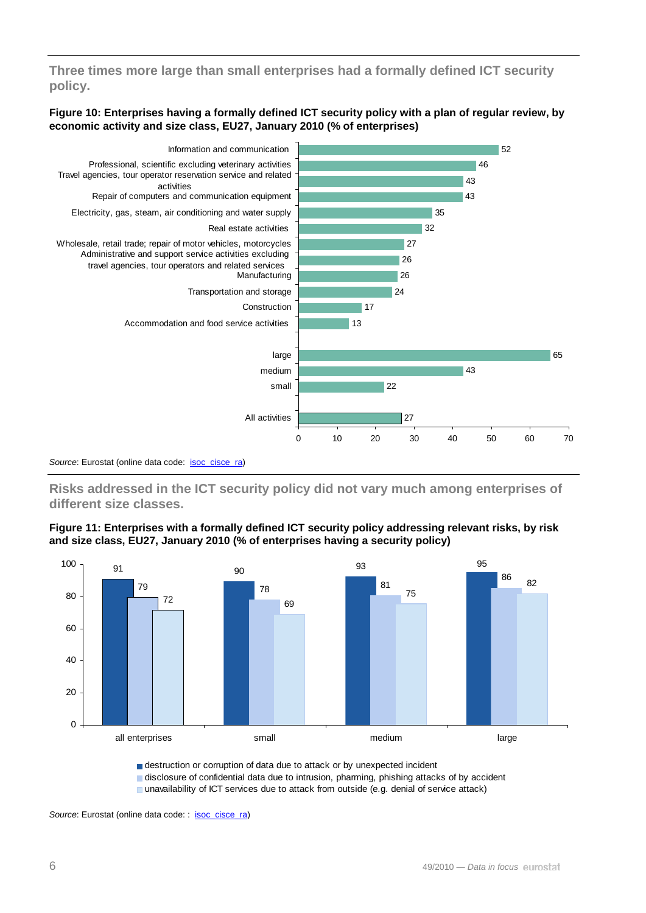## Three times more large than small enterprises had a formally defined ICT security policy.

**Figure 10: Enterprises having a formally defined ICT security policy with a plan of regular review, by economic activity and size class, EU27, January 2010 (% of enterprises)**

| | % |
|---|---|
| Information and communication | 52 |
| Professional, scientific excluding veterinary activities | 46 |
| Travel agencies, tour operator reservation service and related activities | 43 |
| Repair of computers and communication equipment | 43 |
| Electricity, gas, steam, air conditioning and water supply | 35 |
| Real estate activities | 32 |
| Wholesale, retail trade; repair of motor vehicles, motorcycles | 27 |
| Administrative and support service activities excluding travel agencies, tour operators and related services | 26 |
| Manufacturing | 26 |
| Transportation and storage | 24 |
| Construction | 17 |
| Accommodation and food service activities | 13 |
| large | 65 |
| medium | 43 |
| small | 22 |
| All activities | 27 |

*Source*: Eurostat (online data code: isoc_cisce_ra)

## Risks addressed in the ICT security policy did not vary much among enterprises of different size classes.

**Figure 11: Enterprises with a formally defined ICT security policy addressing relevant risks, by risk and size class, EU27, January 2010 (% of enterprises having a security policy)**

| | destruction or corruption of data due to attack or by unexpected incident | disclosure of confidential data due to intrusion, pharming, phishing attacks of by accident | unavailability of ICT services due to attack from outside (e.g. denial of service attack) |
|---|---|---|---|
| all enterprises | 91 | 79 | 72 |
| small | 90 | 78 | 69 |
| medium | 93 | 81 | 75 |
| large | 95 | 86 | 82 |

*Source*: Eurostat (online data code: : isoc_cisce_ra)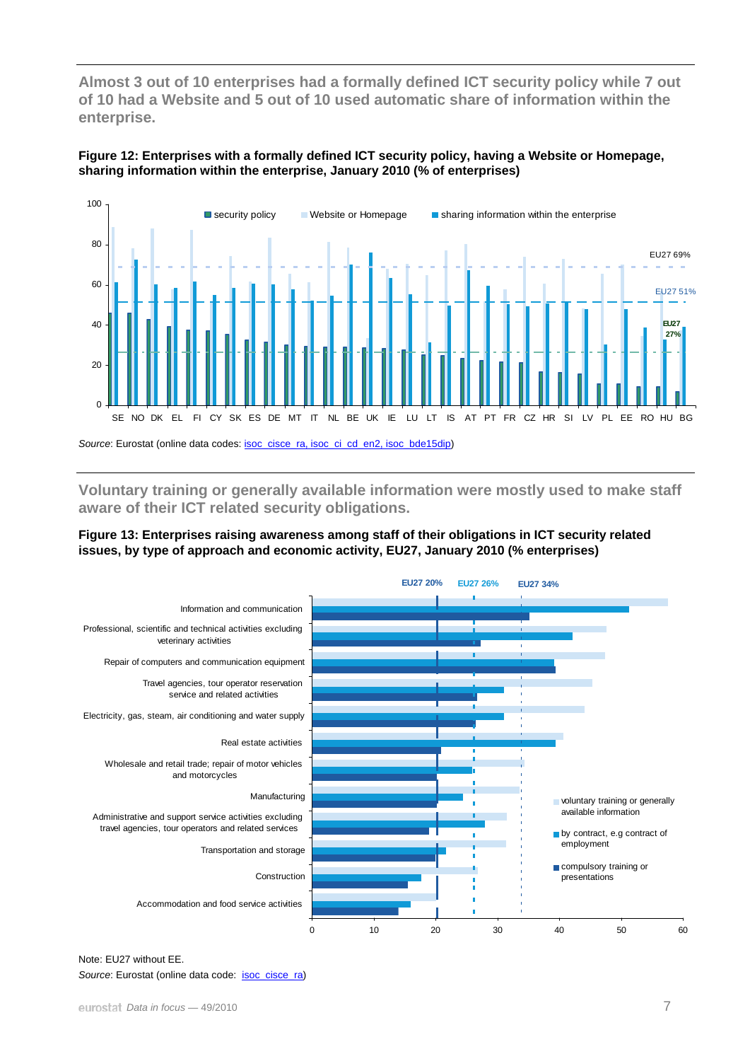**Almost 3 out of 10 enterprises had a formally defined ICT security policy while 7 out of 10 had a Website and 5 out of 10 used automatic share of information within the enterprise.**

**Figure 12: Enterprises with a formally defined ICT security policy, having a Website or Homepage, sharing information within the enterprise, January 2010 (% of enterprises)**

*Source*: Eurostat (online data codes: isoc_cisce_ra, isoc_ci_cd_en2, isoc_bde15dip)

**Voluntary training or generally available information were mostly used to make staff aware of their ICT related security obligations.**

**Figure 13: Enterprises raising awareness among staff of their obligations in ICT security related issues, by type of approach and economic activity, EU27, January 2010 (% enterprises)**

Note: EU27 without EE.

*Source*: Eurostat (online data code: isoc_cisce_ra)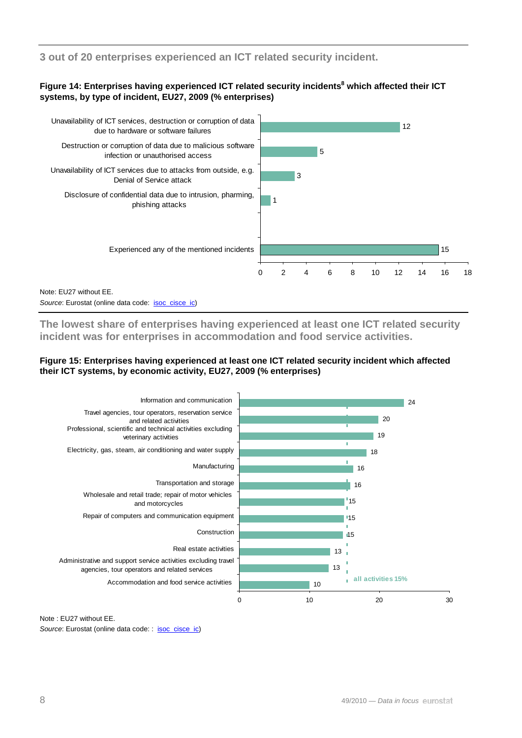## 3 out of 20 enterprises experienced an ICT related security incident.

**Figure 14: Enterprises having experienced ICT related security incidents[8] which affected their ICT systems, by type of incident, EU27, 2009 (% enterprises)**

| Type of incident | % enterprises |
|---|---|
| Unavailability of ICT services, destruction or corruption of data due to hardware or software failures | 12 |
| Destruction or corruption of data due to malicious software infection or unauthorised access | 5 |
| Unavailability of ICT services due to attacks from outside, e.g. Denial of Service attack | 3 |
| Disclosure of confidential data due to intrusion, pharming, phishing attacks | 1 |
| Experienced any of the mentioned incidents | 15 |

Note: EU27 without EE.
*Source*: Eurostat (online data code: isoc_cisce_ic)

## The lowest share of enterprises having experienced at least one ICT related security incident was for enterprises in accommodation and food service activities.

**Figure 15: Enterprises having experienced at least one ICT related security incident which affected their ICT systems, by economic activity, EU27, 2009 (% enterprises)**

| Economic activity | % enterprises |
|---|---|
| Information and communication | 24 |
| Travel agencies, tour operators, reservation service and related activities | 20 |
| Professional, scientific and technical activities excluding veterinary activities | 19 |
| Electricity, gas, steam, air conditioning and water supply | 18 |
| Manufacturing | 16 |
| Transportation and storage | 16 |
| Wholesale and retail trade; repair of motor vehicles and motorcycles | 15 |
| Repair of computers and communication equipment | 15 |
| Construction | 15 |
| Real estate activities | 13 |
| Administrative and support service activities excluding travel agencies, tour operators and related services | 13 |
| Accommodation and food service activities | 10 |

all activities 15%

Note : EU27 without EE.
*Source*: Eurostat (online data code: : isoc_cisce_ic)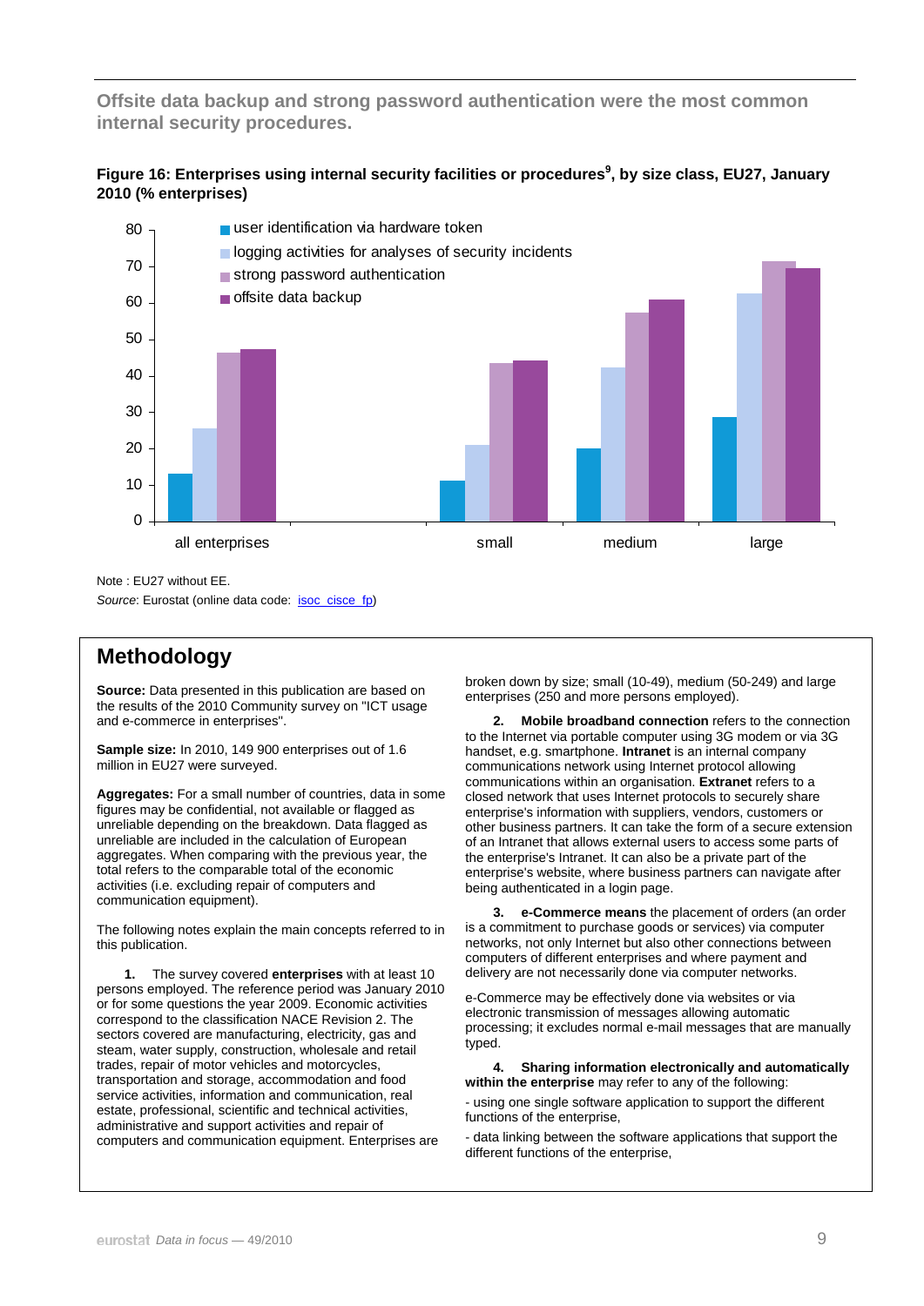**Offsite data backup and strong password authentication were the most common internal security procedures.**

**Figure 16: Enterprises using internal security facilities or procedures[9], by size class, EU27, January 2010 (% enterprises)**

Note : EU27 without EE.

*Source*: Eurostat (online data code: isoc_cisce_fp)

## Methodology

**Source:** Data presented in this publication are based on the results of the 2010 Community survey on "ICT usage and e-commerce in enterprises".

**Sample size:** In 2010, 149 900 enterprises out of 1.6 million in EU27 were surveyed.

**Aggregates:** For a small number of countries, data in some figures may be confidential, not available or flagged as unreliable depending on the breakdown. Data flagged as unreliable are included in the calculation of European aggregates. When comparing with the previous year, the total refers to the comparable total of the economic activities (i.e. excluding repair of computers and communication equipment).

The following notes explain the main concepts referred to in this publication.

**1.** The survey covered **enterprises** with at least 10 persons employed. The reference period was January 2010 or for some questions the year 2009. Economic activities correspond to the classification NACE Revision 2. The sectors covered are manufacturing, electricity, gas and steam, water supply, construction, wholesale and retail trades, repair of motor vehicles and motorcycles, transportation and storage, accommodation and food service activities, information and communication, real estate, professional, scientific and technical activities, administrative and support activities and repair of computers and communication equipment. Enterprises are broken down by size; small (10-49), medium (50-249) and large enterprises (250 and more persons employed).

**2. Mobile broadband connection** refers to the connection to the Internet via portable computer using 3G modem or via 3G handset, e.g. smartphone. **Intranet** is an internal company communications network using Internet protocol allowing communications within an organisation. **Extranet** refers to a closed network that uses Internet protocols to securely share enterprise's information with suppliers, vendors, customers or other business partners. It can take the form of a secure extension of an Intranet that allows external users to access some parts of the enterprise's Intranet. It can also be a private part of the enterprise's website, where business partners can navigate after being authenticated in a login page.

**3. e-Commerce means** the placement of orders (an order is a commitment to purchase goods or services) via computer networks, not only Internet but also other connections between computers of different enterprises and where payment and delivery are not necessarily done via computer networks.

e-Commerce may be effectively done via websites or via electronic transmission of messages allowing automatic processing; it excludes normal e-mail messages that are manually typed.

**4. Sharing information electronically and automatically within the enterprise** may refer to any of the following:

- using one single software application to support the different functions of the enterprise,

- data linking between the software applications that support the different functions of the enterprise,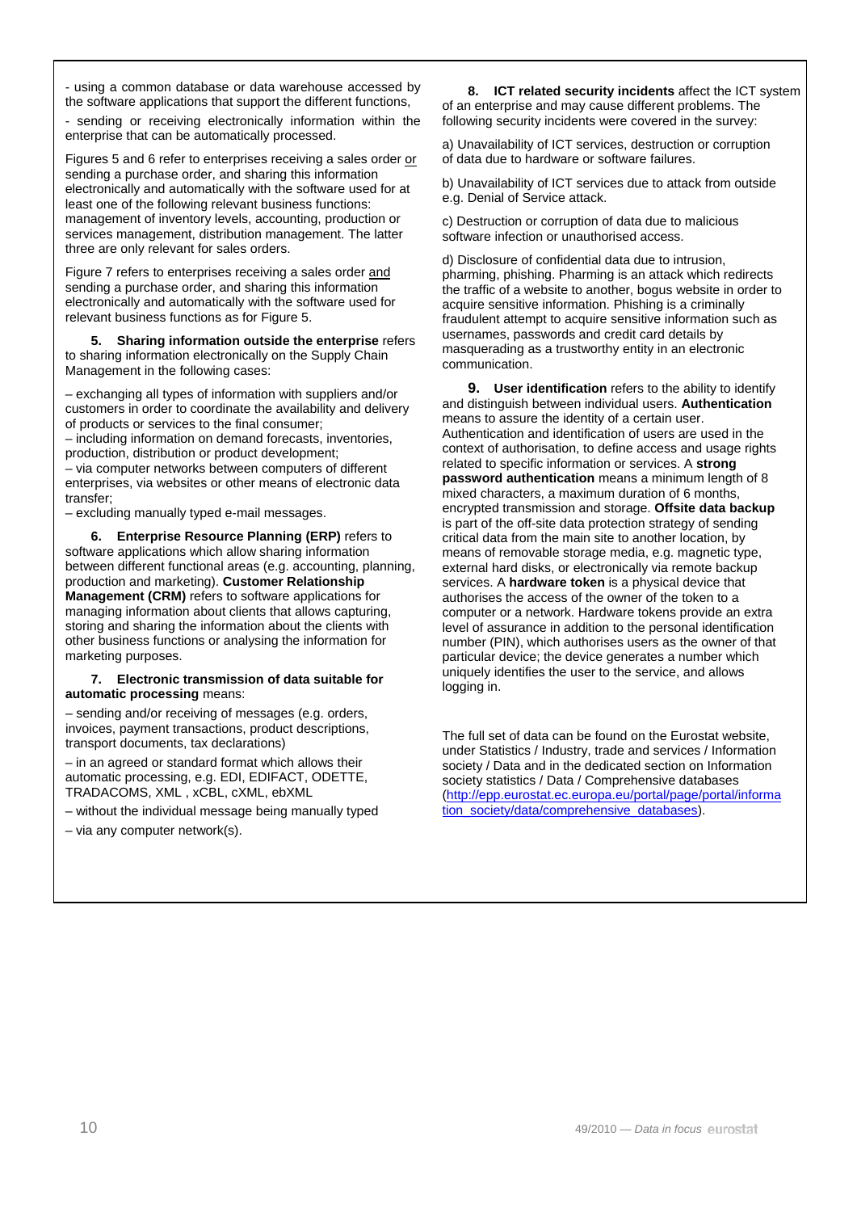- using a common database or data warehouse accessed by the software applications that support the different functions,

- sending or receiving electronically information within the enterprise that can be automatically processed.

Figures 5 and 6 refer to enterprises receiving a sales order or sending a purchase order, and sharing this information electronically and automatically with the software used for at least one of the following relevant business functions: management of inventory levels, accounting, production or services management, distribution management. The latter three are only relevant for sales orders.

Figure 7 refers to enterprises receiving a sales order and sending a purchase order, and sharing this information electronically and automatically with the software used for relevant business functions as for Figure 5.

**5. Sharing information outside the enterprise** refers to sharing information electronically on the Supply Chain Management in the following cases:

– exchanging all types of information with suppliers and/or customers in order to coordinate the availability and delivery of products or services to the final consumer;
– including information on demand forecasts, inventories, production, distribution or product development;
– via computer networks between computers of different enterprises, via websites or other means of electronic data transfer;
– excluding manually typed e-mail messages.

**6. Enterprise Resource Planning (ERP)** refers to software applications which allow sharing information between different functional areas (e.g. accounting, planning, production and marketing). **Customer Relationship Management (CRM)** refers to software applications for managing information about clients that allows capturing, storing and sharing the information about the clients with other business functions or analysing the information for marketing purposes.

**7. Electronic transmission of data suitable for automatic processing** means:

– sending and/or receiving of messages (e.g. orders, invoices, payment transactions, product descriptions, transport documents, tax declarations)

– in an agreed or standard format which allows their automatic processing, e.g. EDI, EDIFACT, ODETTE, TRADACOMS, XML , xCBL, cXML, ebXML

– without the individual message being manually typed

– via any computer network(s).

**8. ICT related security incidents** affect the ICT system of an enterprise and may cause different problems. The following security incidents were covered in the survey:

a) Unavailability of ICT services, destruction or corruption of data due to hardware or software failures.

b) Unavailability of ICT services due to attack from outside e.g. Denial of Service attack.

c) Destruction or corruption of data due to malicious software infection or unauthorised access.

d) Disclosure of confidential data due to intrusion, pharming, phishing. Pharming is an attack which redirects the traffic of a website to another, bogus website in order to acquire sensitive information. Phishing is a criminally fraudulent attempt to acquire sensitive information such as usernames, passwords and credit card details by masquerading as a trustworthy entity in an electronic communication.

**9. User identification** refers to the ability to identify and distinguish between individual users. **Authentication** means to assure the identity of a certain user. Authentication and identification of users are used in the context of authorisation, to define access and usage rights related to specific information or services. A **strong password authentication** means a minimum length of 8 mixed characters, a maximum duration of 6 months, encrypted transmission and storage. **Offsite data backup** is part of the off-site data protection strategy of storing critical data from the main site to another location, by means of removable storage media, e.g. magnetic type, external hard disks, or electronically via remote backup services. A **hardware token** is a physical device that authorises the access of the owner of the token to a computer or a network. Hardware tokens provide an extra level of assurance in addition to the personal identification number (PIN), which authorises users as the owner of that particular device; the device generates a number which uniquely identifies the user to the service, and allows logging in.

The full set of data can be found on the Eurostat website, under Statistics / Industry, trade and services / Information society / Data and in the dedicated section on Information society statistics / Data / Comprehensive databases (http://epp.eurostat.ec.europa.eu/portal/page/portal/information_society/data/comprehensive_databases).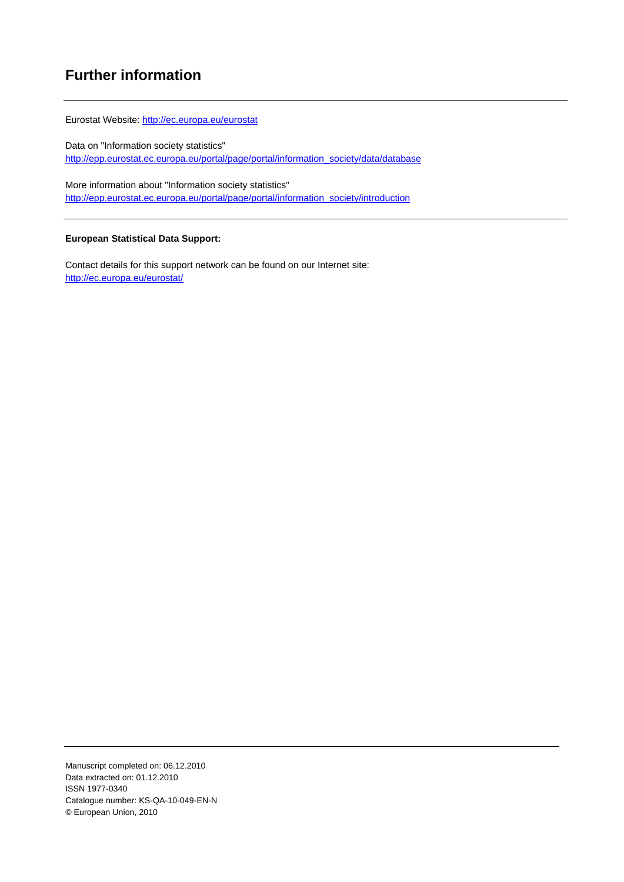# Further information

---

Eurostat Website: http://ec.europa.eu/eurostat

Data on "Information society statistics"
http://epp.eurostat.ec.europa.eu/portal/page/portal/information_society/data/database

More information about "Information society statistics"
http://epp.eurostat.ec.europa.eu/portal/page/portal/information_society/introduction

---

**European Statistical Data Support:**

Contact details for this support network can be found on our Internet site:
http://ec.europa.eu/eurostat/

---

Manuscript completed on: 06.12.2010
Data extracted on: 01.12.2010
ISSN 1977-0340
Catalogue number: KS-QA-10-049-EN-N
© European Union, 2010